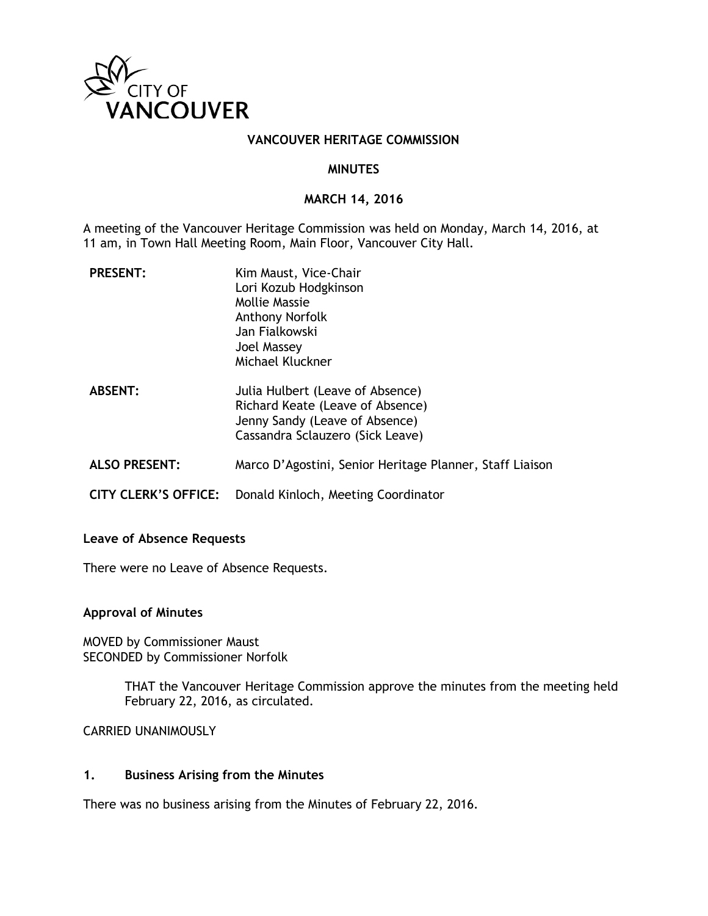CITY OF VANCOUVER

# VANCOUVER HERITAGE COMMISSION

## MINUTES

## MARCH 14, 2016

A meeting of the Vancouver Heritage Commission was held on Monday, March 14, 2016, at 11 am, in Town Hall Meeting Room, Main Floor, Vancouver City Hall.

| | |
|---|---|
| **PRESENT:** | Kim Maust, Vice-Chair<br>Lori Kozub Hodgkinson<br>Mollie Massie<br>Anthony Norfolk<br>Jan Fialkowski<br>Joel Massey<br>Michael Kluckner |
| **ABSENT:** | Julia Hulbert (Leave of Absence)<br>Richard Keate (Leave of Absence)<br>Jenny Sandy (Leave of Absence)<br>Cassandra Sclauzero (Sick Leave) |
| **ALSO PRESENT:** | Marco D'Agostini, Senior Heritage Planner, Staff Liaison |
| **CITY CLERK'S OFFICE:** | Donald Kinloch, Meeting Coordinator |

**Leave of Absence Requests**

There were no Leave of Absence Requests.

**Approval of Minutes**

MOVED by Commissioner Maust
SECONDED by Commissioner Norfolk

> THAT the Vancouver Heritage Commission approve the minutes from the meeting held February 22, 2016, as circulated.

CARRIED UNANIMOUSLY

**1. Business Arising from the Minutes**

There was no business arising from the Minutes of February 22, 2016.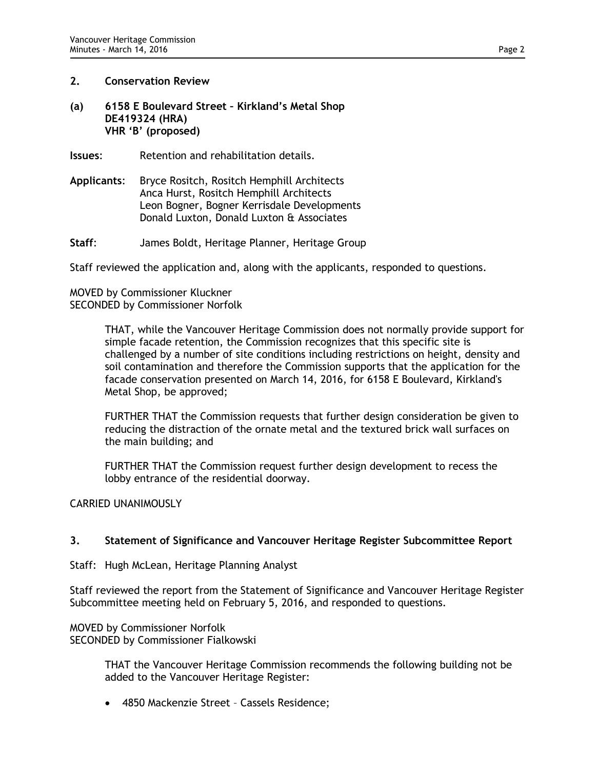## 2. Conservation Review

**(a) 6158 E Boulevard Street – Kirkland's Metal Shop**
**DE419324 (HRA)**
**VHR 'B' (proposed)**

**Issues**: Retention and rehabilitation details.

**Applicants**: Bryce Rositch, Rositch Hemphill Architects
Anca Hurst, Rositch Hemphill Architects
Leon Bogner, Bogner Kerrisdale Developments
Donald Luxton, Donald Luxton & Associates

**Staff**: James Boldt, Heritage Planner, Heritage Group

Staff reviewed the application and, along with the applicants, responded to questions.

MOVED by Commissioner Kluckner
SECONDED by Commissioner Norfolk

> THAT, while the Vancouver Heritage Commission does not normally provide support for simple facade retention, the Commission recognizes that this specific site is challenged by a number of site conditions including restrictions on height, density and soil contamination and therefore the Commission supports that the application for the facade conservation presented on March 14, 2016, for 6158 E Boulevard, Kirkland's Metal Shop, be approved;
>
> FURTHER THAT the Commission requests that further design consideration be given to reducing the distraction of the ornate metal and the textured brick wall surfaces on the main building; and
>
> FURTHER THAT the Commission request further design development to recess the lobby entrance of the residential doorway.

CARRIED UNANIMOUSLY

## 3. Statement of Significance and Vancouver Heritage Register Subcommittee Report

Staff: Hugh McLean, Heritage Planning Analyst

Staff reviewed the report from the Statement of Significance and Vancouver Heritage Register Subcommittee meeting held on February 5, 2016, and responded to questions.

MOVED by Commissioner Norfolk
SECONDED by Commissioner Fialkowski

> THAT the Vancouver Heritage Commission recommends the following building not be added to the Vancouver Heritage Register:
>
> - 4850 Mackenzie Street – Cassels Residence;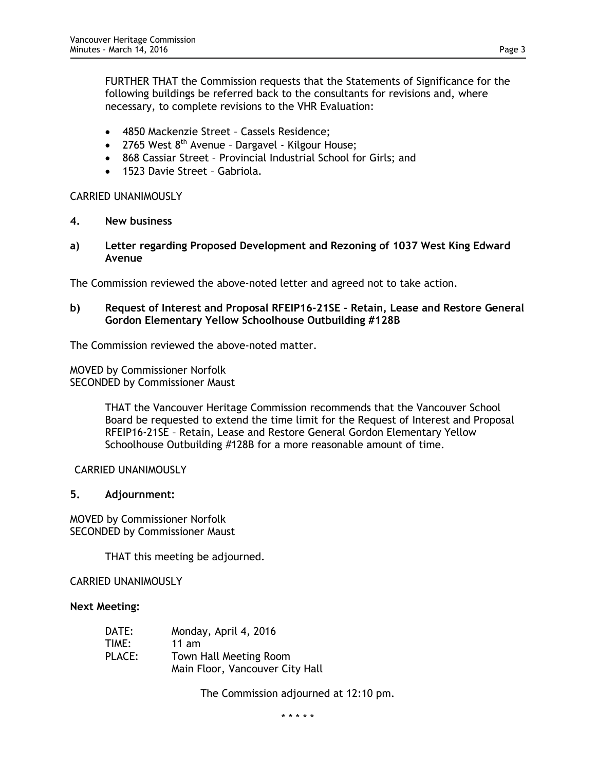FURTHER THAT the Commission requests that the Statements of Significance for the following buildings be referred back to the consultants for revisions and, where necessary, to complete revisions to the VHR Evaluation:

- 4850 Mackenzie Street – Cassels Residence;
- 2765 West 8th Avenue – Dargavel - Kilgour House;
- 868 Cassiar Street – Provincial Industrial School for Girls; and
- 1523 Davie Street – Gabriola.

CARRIED UNANIMOUSLY

## 4. New business

### a) Letter regarding Proposed Development and Rezoning of 1037 West King Edward Avenue

The Commission reviewed the above-noted letter and agreed not to take action.

### b) Request of Interest and Proposal RFEIP16-21SE – Retain, Lease and Restore General Gordon Elementary Yellow Schoolhouse Outbuilding #128B

The Commission reviewed the above-noted matter.

MOVED by Commissioner Norfolk
SECONDED by Commissioner Maust

> THAT the Vancouver Heritage Commission recommends that the Vancouver School Board be requested to extend the time limit for the Request of Interest and Proposal RFEIP16-21SE – Retain, Lease and Restore General Gordon Elementary Yellow Schoolhouse Outbuilding #128B for a more reasonable amount of time.

CARRIED UNANIMOUSLY

## 5. Adjournment:

MOVED by Commissioner Norfolk
SECONDED by Commissioner Maust

> THAT this meeting be adjourned.

CARRIED UNANIMOUSLY

**Next Meeting:**

| | |
|---|---|
| DATE: | Monday, April 4, 2016 |
| TIME: | 11 am |
| PLACE: | Town Hall Meeting Room<br>Main Floor, Vancouver City Hall |

The Commission adjourned at 12:10 pm.

\* \* \* \* \*